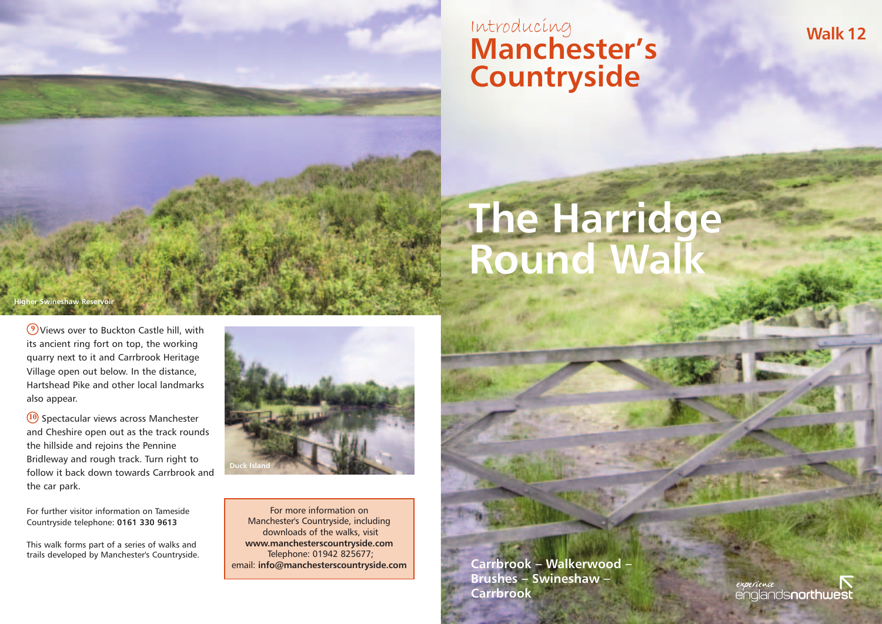Higher Swineshaw Reservoir

(9) Views over to Buckton Castle hill, with its ancient ring fort on top, the working quarry next to it and Carrbrook Heritage Village open out below. In the distance, Hartshead Pike and other local landmarks also appear.

(10) Spectacular views across Manchester and Cheshire open out as the track rounds the hillside and rejoins the Pennine Bridleway and rough track. Turn right to follow it back down towards Carrbrook and the car park.

Duck Island

For further visitor information on Tameside Countryside telephone: **0161 330 9613**

This walk forms part of a series of walks and trails developed by Manchester's Countryside.

For more information on Manchester's Countryside, including downloads of the walks, visit **www.manchesterscountryside.com** Telephone: 01942 825677; email: **info@manchesterscountryside.com**

*Introducing*

# Manchester's Countryside

**Walk 12**

# The Harridge Round Walk

**Carrbrook – Walkerwood – Brushes – Swineshaw – Carrbrook**

*experience* englands**northwest**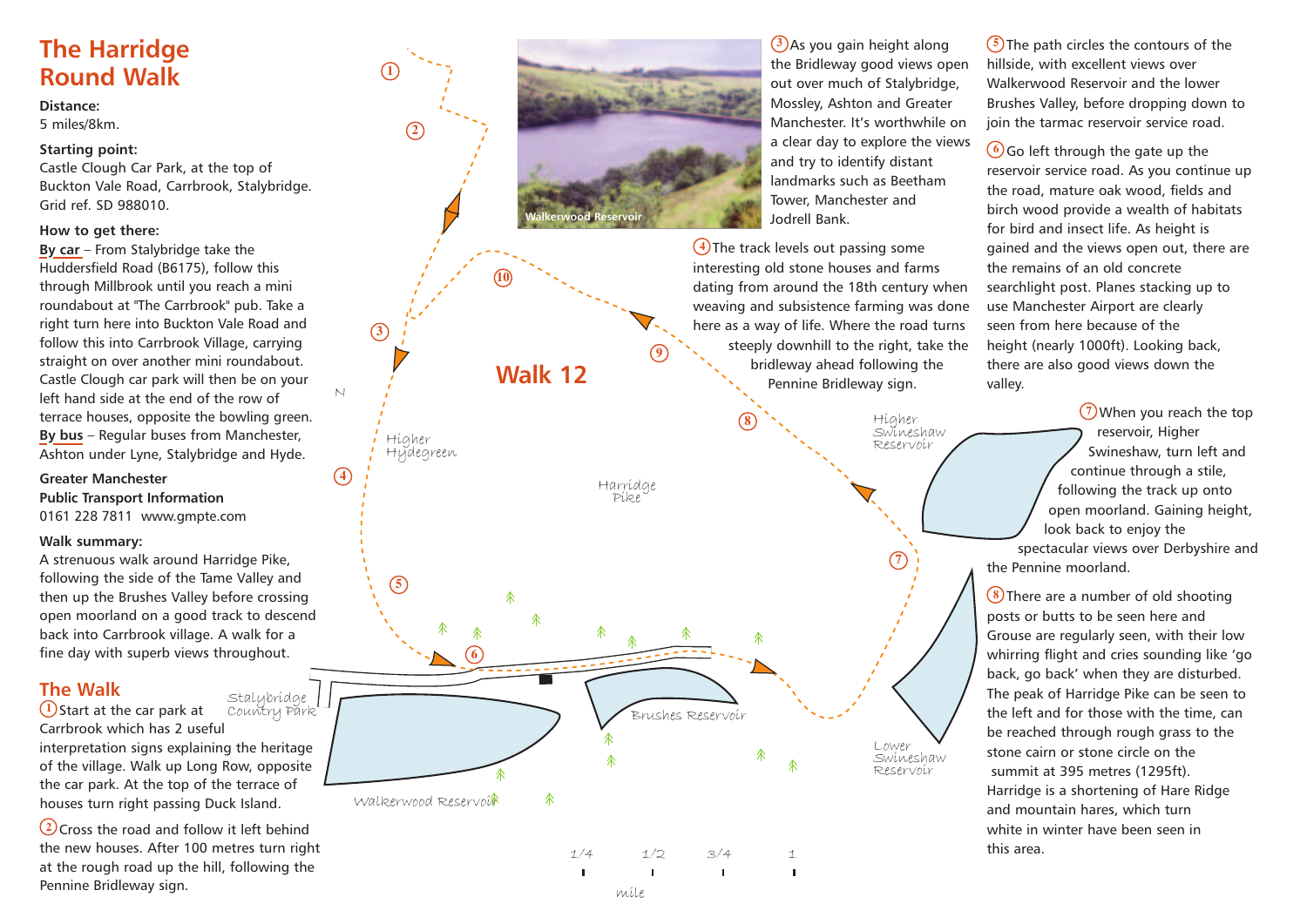# The Harridge Round Walk

**Distance:**
5 miles/8km.

**Starting point:**
Castle Clough Car Park, at the top of Buckton Vale Road, Carrbrook, Stalybridge. Grid ref. SD 988010.

**How to get there:**
**By car** – From Stalybridge take the Huddersfield Road (B6175), follow this through Millbrook until you reach a mini roundabout at "The Carrbrook" pub. Take a right turn here into Buckton Vale Road and follow this into Carrbrook Village, carrying straight on over another mini roundabout. Castle Clough car park will then be on your left hand side at the end of the row of terrace houses, opposite the bowling green.
**By bus** – Regular buses from Manchester, Ashton under Lyne, Stalybridge and Hyde.

**Greater Manchester Public Transport Information**
0161 228 7811 www.gmpte.com

**Walk summary:**
A strenuous walk around Harridge Pike, following the side of the Tame Valley and then up the Brushes Valley before crossing open moorland on a good track to descend back into Carrbrook village. A walk for a fine day with superb views throughout.

## The Walk

① Start at the car park at Carrbrook which has 2 useful interpretation signs explaining the heritage of the village. Walk up Long Row, opposite the car park. At the top of the terrace of houses turn right passing Duck Island.

② Cross the road and follow it left behind the new houses. After 100 metres turn right at the rough road up the hill, following the Pennine Bridleway sign.

Walk 12

N

Higher Hydegreen

Harridge Pike

Higher Swineshaw Reservoir

Lower Swineshaw Reservoir

Brushes Reservoir

Walkerwood Reservoir

Stalybridge Country Park

1/4 1/2 3/4 1
mile

Walkerwood Reservoir

③ As you gain height along the Bridleway good views open out over much of Stalybridge, Mossley, Ashton and Greater Manchester. It's worthwhile on a clear day to explore the views and try to identify distant landmarks such as Beetham Tower, Manchester and Jodrell Bank.

④ The track levels out passing some interesting old stone houses and farms dating from around the 18th century when weaving and subsistence farming was done here as a way of life. Where the road turns steeply downhill to the right, take the bridleway ahead following the Pennine Bridleway sign.

⑤ The path circles the contours of the hillside, with excellent views over Walkerwood Reservoir and the lower Brushes Valley, before dropping down to join the tarmac reservoir service road.

⑥ Go left through the gate up the reservoir service road. As you continue up the road, mature oak wood, fields and birch wood provide a wealth of habitats for bird and insect life. As height is gained and the views open out, there are the remains of an old concrete searchlight post. Planes stacking up to use Manchester Airport are clearly seen from here because of the height (nearly 1000ft). Looking back, there are also good views down the valley.

⑦ When you reach the top reservoir, Higher Swineshaw, turn left and continue through a stile, following the track up onto open moorland. Gaining height, look back to enjoy the spectacular views over Derbyshire and the Pennine moorland.

⑧ There are a number of old shooting posts or butts to be seen here and Grouse are regularly seen, with their low whirring flight and cries sounding like 'go back, go back' when they are disturbed. The peak of Harridge Pike can be seen to the left and for those with the time, can be reached through rough grass to the stone cairn or stone circle on the summit at 395 metres (1295ft). Harridge is a shortening of Hare Ridge and mountain hares, which turn white in winter have been seen in this area.